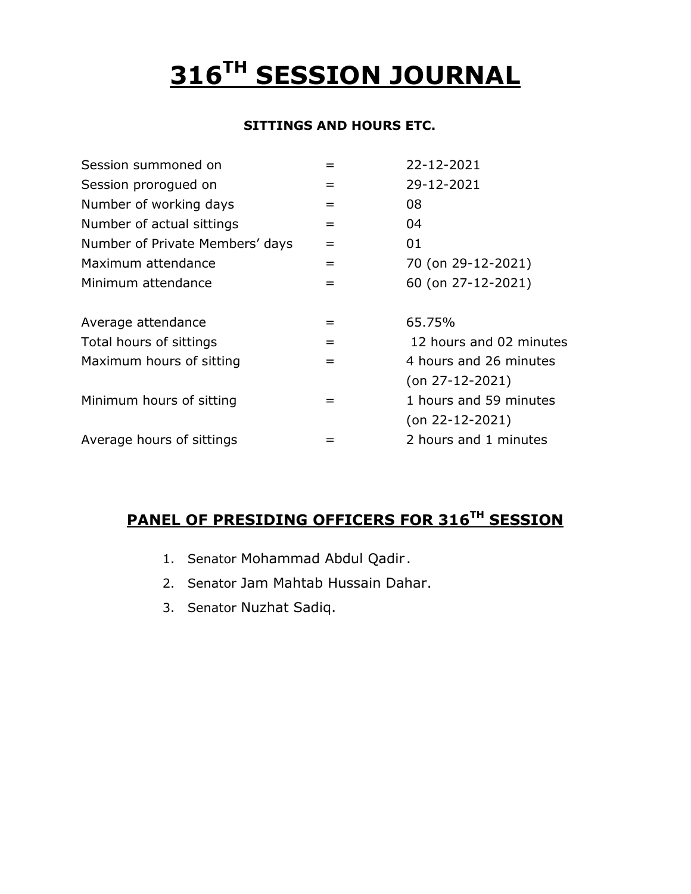# 316TH SESSION JOURNAL

### SITTINGS AND HOURS ETC.

| | | |
|---|---|---|
| Session summoned on | = | 22-12-2021 |
| Session prorogued on | = | 29-12-2021 |
| Number of working days | = | 08 |
| Number of actual sittings | = | 04 |
| Number of Private Members' days | = | 01 |
| Maximum attendance | = | 70 (on 29-12-2021) |
| Minimum attendance | = | 60 (on 27-12-2021) |
| Average attendance | = | 65.75% |
| Total hours of sittings | = | 12 hours and 02 minutes |
| Maximum hours of sitting | = | 4 hours and 26 minutes (on 27-12-2021) |
| Minimum hours of sitting | = | 1 hours and 59 minutes (on 22-12-2021) |
| Average hours of sittings | = | 2 hours and 1 minutes |

## PANEL OF PRESIDING OFFICERS FOR 316TH SESSION

1. Senator Mohammad Abdul Qadir.
2. Senator Jam Mahtab Hussain Dahar.
3. Senator Nuzhat Sadiq.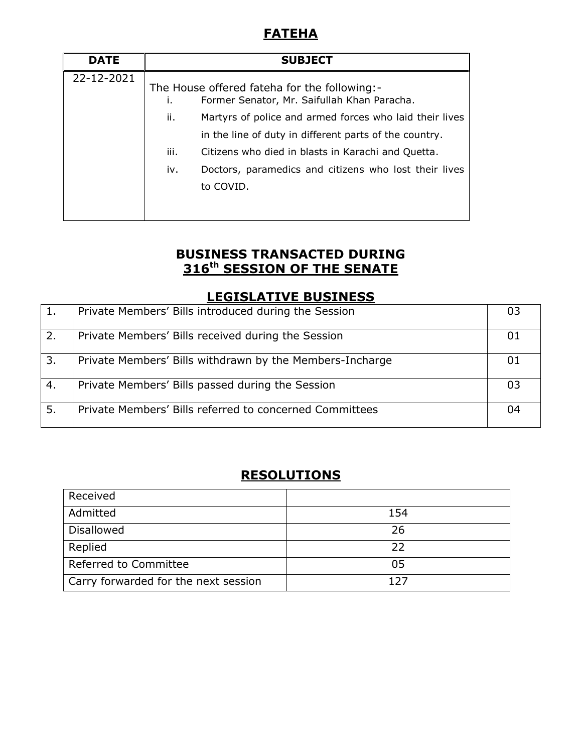## FATEHA

| DATE | SUBJECT |
|---|---|
| 22-12-2021 | The House offered fateha for the following:-<br>i. Former Senator, Mr. Saifullah Khan Paracha.<br>ii. Martyrs of police and armed forces who laid their lives in the line of duty in different parts of the country.<br>iii. Citizens who died in blasts in Karachi and Quetta.<br>iv. Doctors, paramedics and citizens who lost their lives to COVID. |

## BUSINESS TRANSACTED DURING 316th SESSION OF THE SENATE

## LEGISLATIVE BUSINESS

| | | |
|---|---|---|
| 1. | Private Members' Bills introduced during the Session | 03 |
| 2. | Private Members' Bills received during the Session | 01 |
| 3. | Private Members' Bills withdrawn by the Members-Incharge | 01 |
| 4. | Private Members' Bills passed during the Session | 03 |
| 5. | Private Members' Bills referred to concerned Committees | 04 |

## RESOLUTIONS

| | |
|---|---|
| Received | |
| Admitted | 154 |
| Disallowed | 26 |
| Replied | 22 |
| Referred to Committee | 05 |
| Carry forwarded for the next session | 127 |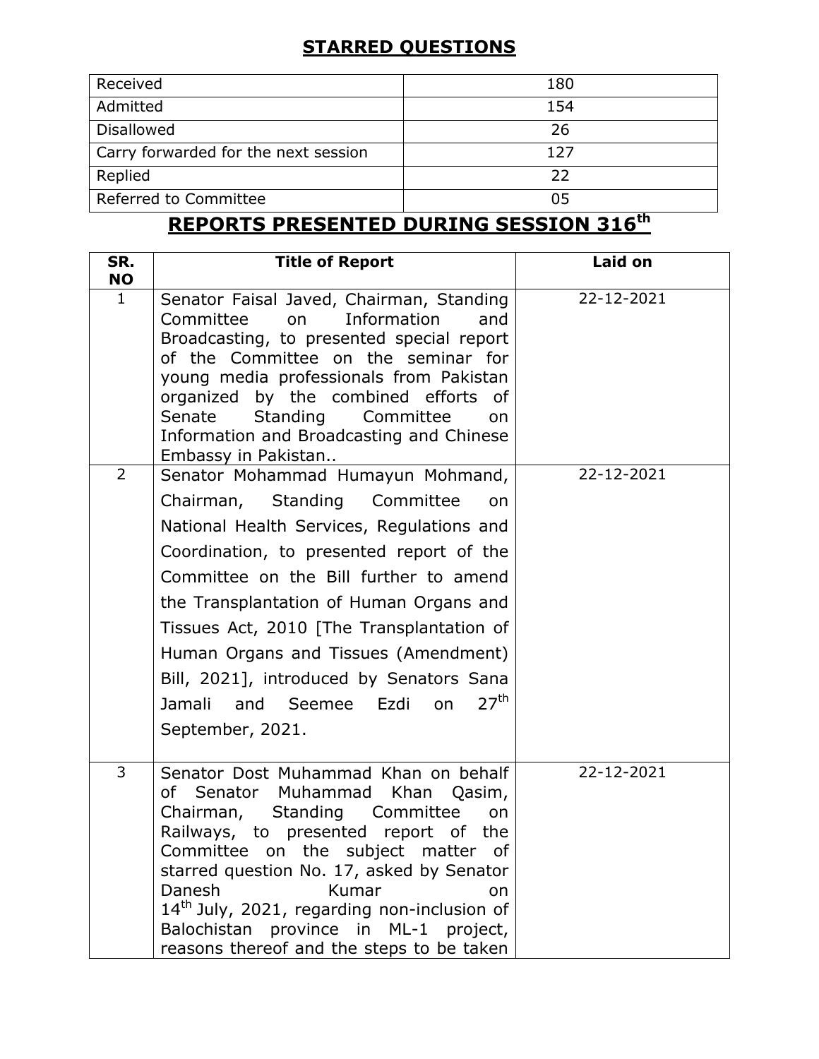## STARRED QUESTIONS

| | |
|---|---|
| Received | 180 |
| Admitted | 154 |
| Disallowed | 26 |
| Carry forwarded for the next session | 127 |
| Replied | 22 |
| Referred to Committee | 05 |

## REPORTS PRESENTED DURING SESSION 316th

| SR. NO | Title of Report | Laid on |
|---|---|---|
| 1 | Senator Faisal Javed, Chairman, Standing Committee on Information and Broadcasting, to presented special report of the Committee on the seminar for young media professionals from Pakistan organized by the combined efforts of Senate Standing Committee on Information and Broadcasting and Chinese Embassy in Pakistan.. | 22-12-2021 |
| 2 | Senator Mohammad Humayun Mohmand, Chairman, Standing Committee on National Health Services, Regulations and Coordination, to presented report of the Committee on the Bill further to amend the Transplantation of Human Organs and Tissues Act, 2010 [The Transplantation of Human Organs and Tissues (Amendment) Bill, 2021], introduced by Senators Sana Jamali and Seemee Ezdi on 27th September, 2021. | 22-12-2021 |
| 3 | Senator Dost Muhammad Khan on behalf of Senator Muhammad Khan Qasim, Chairman, Standing Committee on Railways, to presented report of the Committee on the subject matter of starred question No. 17, asked by Senator Danesh Kumar on 14th July, 2021, regarding non-inclusion of Balochistan province in ML-1 project, reasons thereof and the steps to be taken | 22-12-2021 |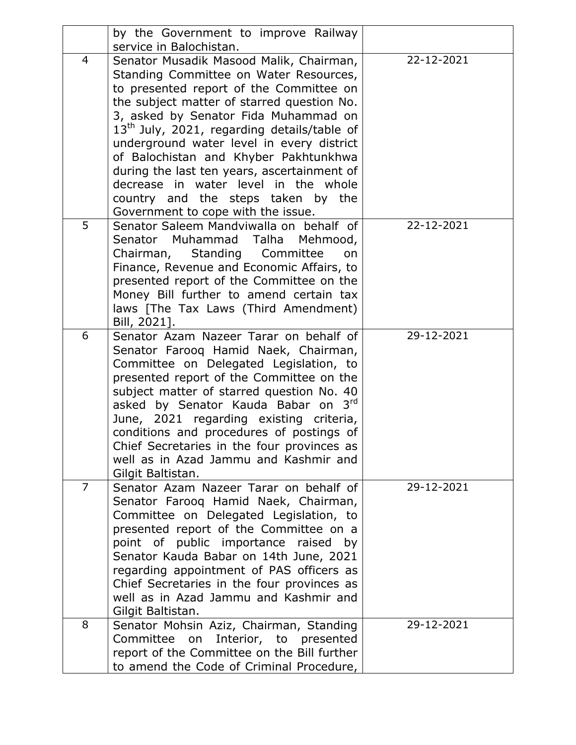| | | |
|---|---|---|
| | by the Government to improve Railway service in Balochistan. | |
| 4 | Senator Musadik Masood Malik, Chairman, Standing Committee on Water Resources, to presented report of the Committee on the subject matter of starred question No. 3, asked by Senator Fida Muhammad on 13th July, 2021, regarding details/table of underground water level in every district of Balochistan and Khyber Pakhtunkhwa during the last ten years, ascertainment of decrease in water level in the whole country and the steps taken by the Government to cope with the issue. | 22-12-2021 |
| 5 | Senator Saleem Mandviwalla on behalf of Senator Muhammad Talha Mehmood, Chairman, Standing Committee on Finance, Revenue and Economic Affairs, to presented report of the Committee on the Money Bill further to amend certain tax laws [The Tax Laws (Third Amendment) Bill, 2021]. | 22-12-2021 |
| 6 | Senator Azam Nazeer Tarar on behalf of Senator Farooq Hamid Naek, Chairman, Committee on Delegated Legislation, to presented report of the Committee on the subject matter of starred question No. 40 asked by Senator Kauda Babar on 3rd June, 2021 regarding existing criteria, conditions and procedures of postings of Chief Secretaries in the four provinces as well as in Azad Jammu and Kashmir and Gilgit Baltistan. | 29-12-2021 |
| 7 | Senator Azam Nazeer Tarar on behalf of Senator Farooq Hamid Naek, Chairman, Committee on Delegated Legislation, to presented report of the Committee on a point of public importance raised by Senator Kauda Babar on 14th June, 2021 regarding appointment of PAS officers as Chief Secretaries in the four provinces as well as in Azad Jammu and Kashmir and Gilgit Baltistan. | 29-12-2021 |
| 8 | Senator Mohsin Aziz, Chairman, Standing Committee on Interior, to presented report of the Committee on the Bill further to amend the Code of Criminal Procedure, | 29-12-2021 |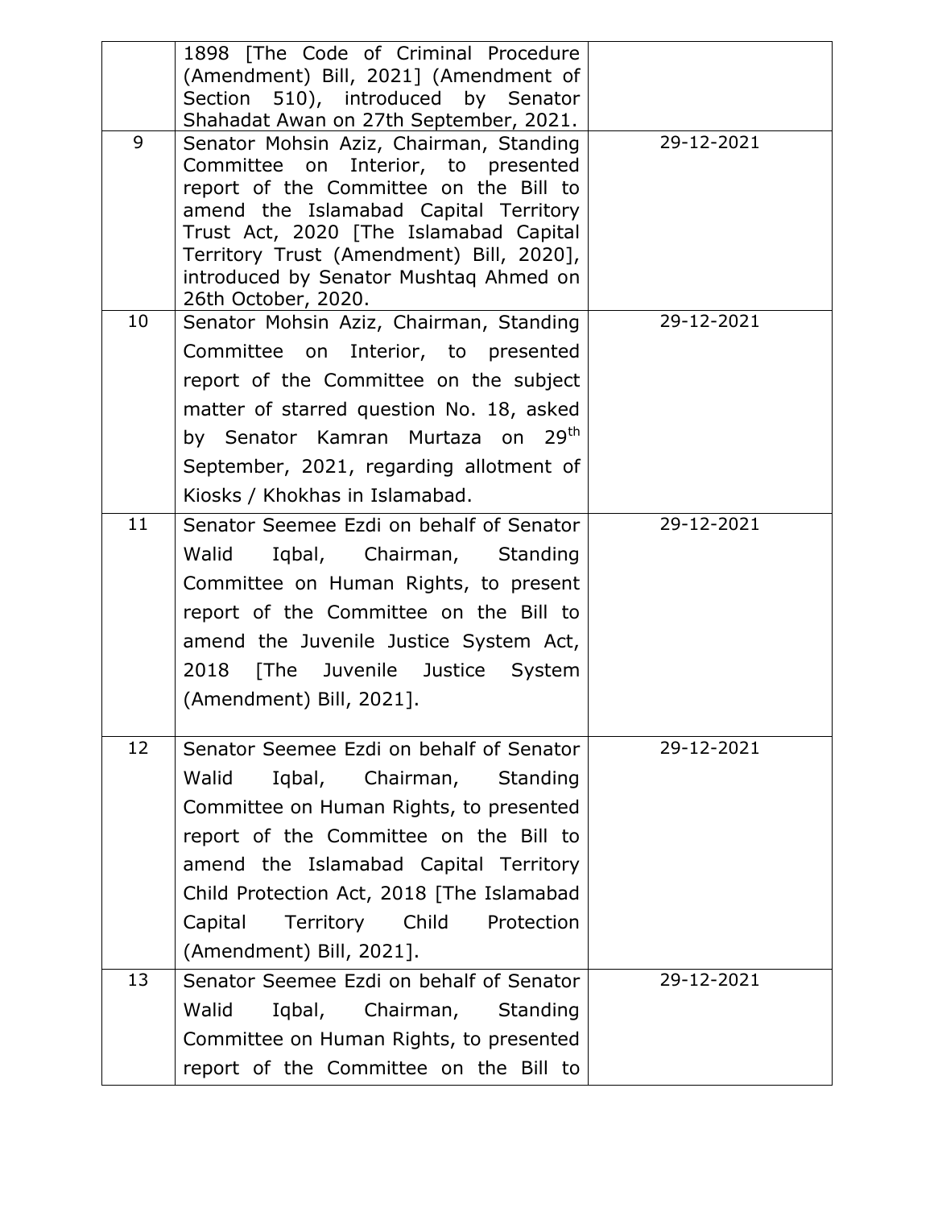| | | |
|---|---|---|
| | 1898 [The Code of Criminal Procedure (Amendment) Bill, 2021] (Amendment of Section 510), introduced by Senator Shahadat Awan on 27th September, 2021. | |
| 9 | Senator Mohsin Aziz, Chairman, Standing Committee on Interior, to presented report of the Committee on the Bill to amend the Islamabad Capital Territory Trust Act, 2020 [The Islamabad Capital Territory Trust (Amendment) Bill, 2020], introduced by Senator Mushtaq Ahmed on 26th October, 2020. | 29-12-2021 |
| 10 | Senator Mohsin Aziz, Chairman, Standing Committee on Interior, to presented report of the Committee on the subject matter of starred question No. 18, asked by Senator Kamran Murtaza on 29th September, 2021, regarding allotment of Kiosks / Khokhas in Islamabad. | 29-12-2021 |
| 11 | Senator Seemee Ezdi on behalf of Senator Walid Iqbal, Chairman, Standing Committee on Human Rights, to present report of the Committee on the Bill to amend the Juvenile Justice System Act, 2018 [The Juvenile Justice System (Amendment) Bill, 2021]. | 29-12-2021 |
| 12 | Senator Seemee Ezdi on behalf of Senator Walid Iqbal, Chairman, Standing Committee on Human Rights, to presented report of the Committee on the Bill to amend the Islamabad Capital Territory Child Protection Act, 2018 [The Islamabad Capital Territory Child Protection (Amendment) Bill, 2021]. | 29-12-2021 |
| 13 | Senator Seemee Ezdi on behalf of Senator Walid Iqbal, Chairman, Standing Committee on Human Rights, to presented report of the Committee on the Bill to | 29-12-2021 |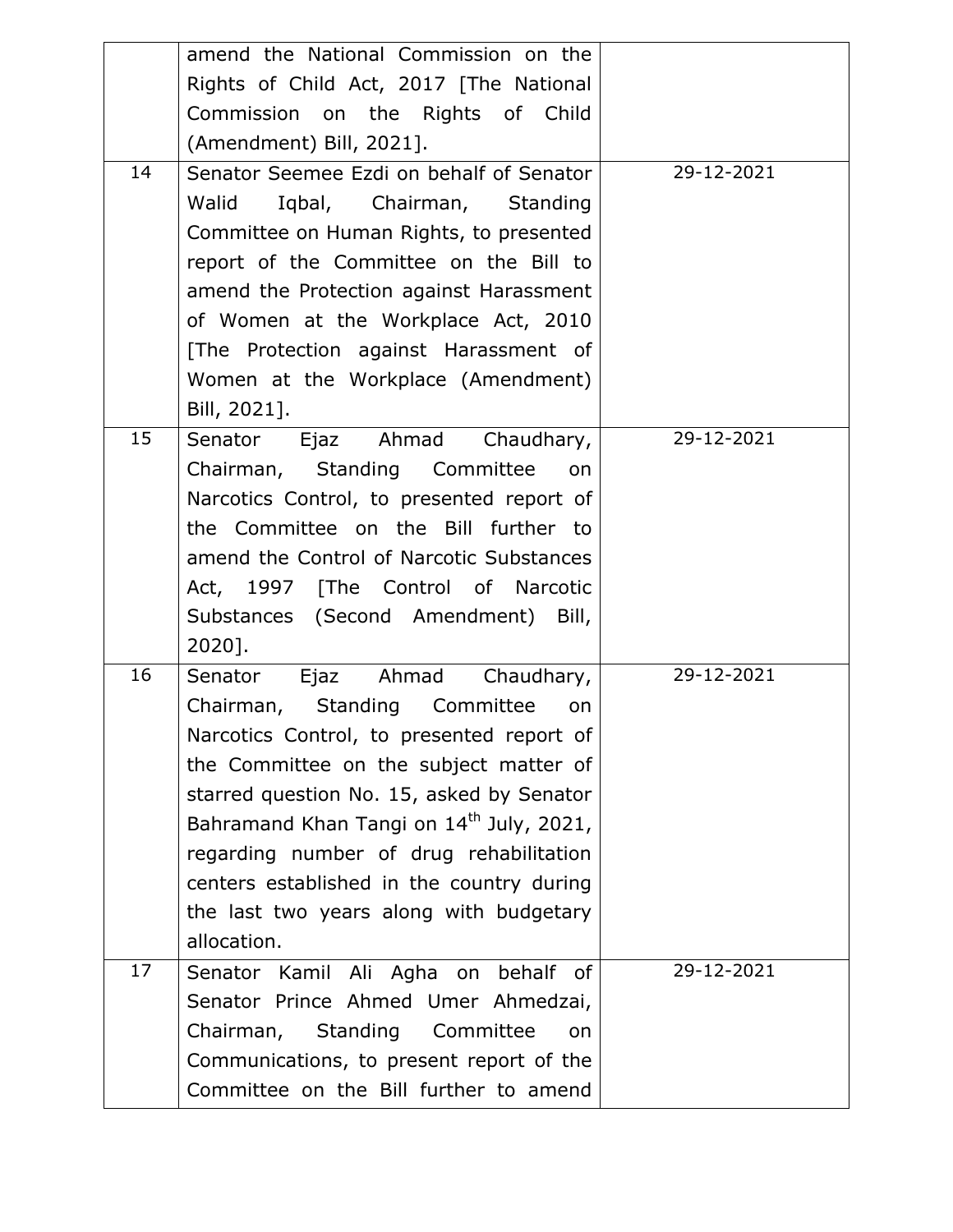| | | |
|---|---|---|
| | amend the National Commission on the Rights of Child Act, 2017 [The National Commission on the Rights of Child (Amendment) Bill, 2021]. | |
| 14 | Senator Seemee Ezdi on behalf of Senator Walid Iqbal, Chairman, Standing Committee on Human Rights, to presented report of the Committee on the Bill to amend the Protection against Harassment of Women at the Workplace Act, 2010 [The Protection against Harassment of Women at the Workplace (Amendment) Bill, 2021]. | 29-12-2021 |
| 15 | Senator Ejaz Ahmad Chaudhary, Chairman, Standing Committee on Narcotics Control, to presented report of the Committee on the Bill further to amend the Control of Narcotic Substances Act, 1997 [The Control of Narcotic Substances (Second Amendment) Bill, 2020]. | 29-12-2021 |
| 16 | Senator Ejaz Ahmad Chaudhary, Chairman, Standing Committee on Narcotics Control, to presented report of the Committee on the subject matter of starred question No. 15, asked by Senator Bahramand Khan Tangi on 14th July, 2021, regarding number of drug rehabilitation centers established in the country during the last two years along with budgetary allocation. | 29-12-2021 |
| 17 | Senator Kamil Ali Agha on behalf of Senator Prince Ahmed Umer Ahmedzai, Chairman, Standing Committee on Communications, to present report of the Committee on the Bill further to amend | 29-12-2021 |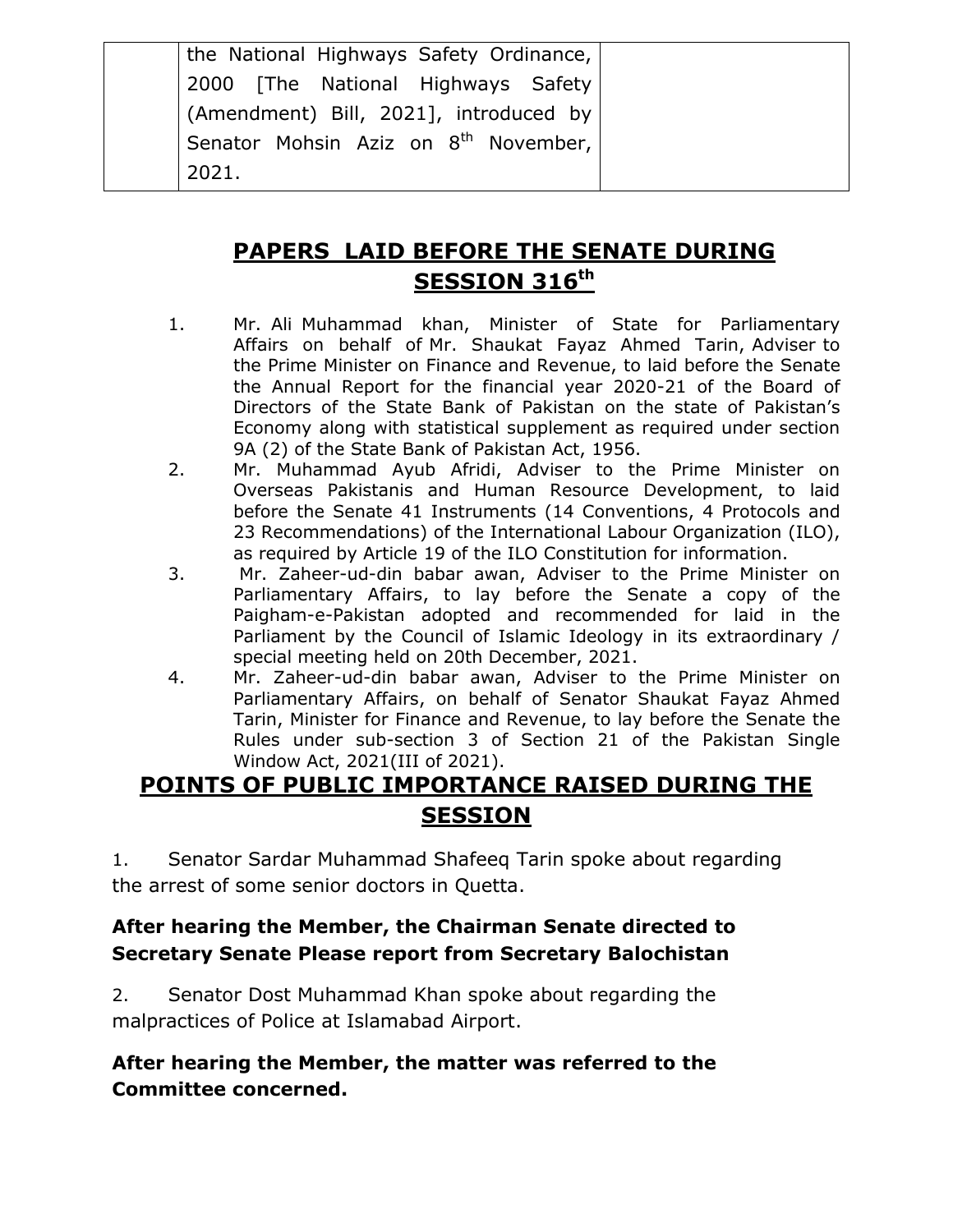| | the National Highways Safety Ordinance, 2000 [The National Highways Safety (Amendment) Bill, 2021], introduced by Senator Mohsin Aziz on 8th November, 2021. | |
|---|---|---|

## PAPERS LAID BEFORE THE SENATE DURING SESSION 316th

1. Mr. Ali Muhammad khan, Minister of State for Parliamentary Affairs on behalf of Mr. Shaukat Fayaz Ahmed Tarin, Adviser to the Prime Minister on Finance and Revenue, to laid before the Senate the Annual Report for the financial year 2020-21 of the Board of Directors of the State Bank of Pakistan on the state of Pakistan's Economy along with statistical supplement as required under section 9A (2) of the State Bank of Pakistan Act, 1956.
2. Mr. Muhammad Ayub Afridi, Adviser to the Prime Minister on Overseas Pakistanis and Human Resource Development, to laid before the Senate 41 Instruments (14 Conventions, 4 Protocols and 23 Recommendations) of the International Labour Organization (ILO), as required by Article 19 of the ILO Constitution for information.
3. Mr. Zaheer-ud-din babar awan, Adviser to the Prime Minister on Parliamentary Affairs, to lay before the Senate a copy of the Paigham-e-Pakistan adopted and recommended for laid in the Parliament by the Council of Islamic Ideology in its extraordinary / special meeting held on 20th December, 2021.
4. Mr. Zaheer-ud-din babar awan, Adviser to the Prime Minister on Parliamentary Affairs, on behalf of Senator Shaukat Fayaz Ahmed Tarin, Minister for Finance and Revenue, to lay before the Senate the Rules under sub-section 3 of Section 21 of the Pakistan Single Window Act, 2021(III of 2021).

## POINTS OF PUBLIC IMPORTANCE RAISED DURING THE SESSION

1. Senator Sardar Muhammad Shafeeq Tarin spoke about regarding the arrest of some senior doctors in Quetta.

**After hearing the Member, the Chairman Senate directed to Secretary Senate Please report from Secretary Balochistan**

2. Senator Dost Muhammad Khan spoke about regarding the malpractices of Police at Islamabad Airport.

**After hearing the Member, the matter was referred to the Committee concerned.**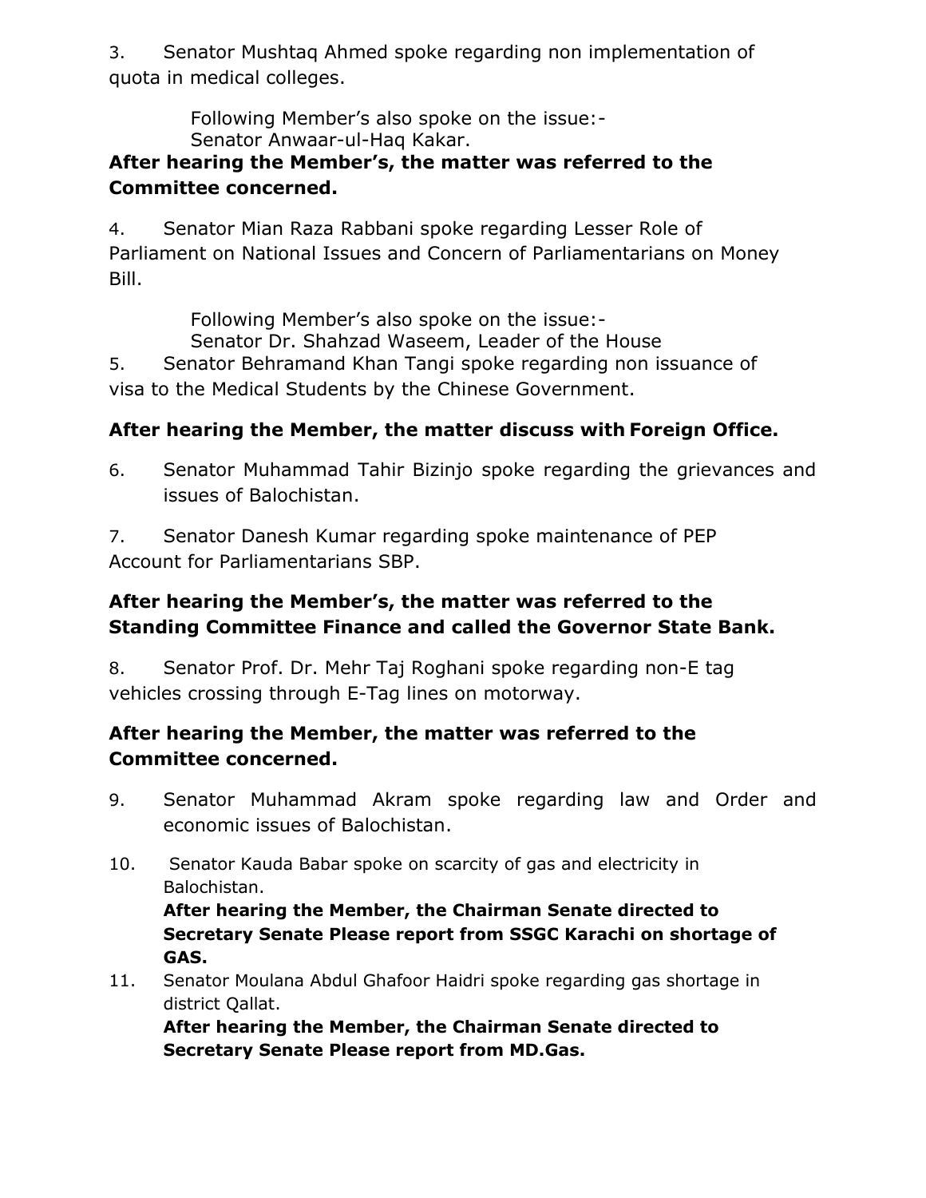3. Senator Mushtaq Ahmed spoke regarding non implementation of quota in medical colleges.

Following Member's also spoke on the issue:-
Senator Anwaar-ul-Haq Kakar.

**After hearing the Member's, the matter was referred to the Committee concerned.**

4. Senator Mian Raza Rabbani spoke regarding Lesser Role of Parliament on National Issues and Concern of Parliamentarians on Money Bill.

Following Member's also spoke on the issue:-
Senator Dr. Shahzad Waseem, Leader of the House

5. Senator Behramand Khan Tangi spoke regarding non issuance of visa to the Medical Students by the Chinese Government.

**After hearing the Member, the matter discuss with Foreign Office.**

6. Senator Muhammad Tahir Bizinjo spoke regarding the grievances and issues of Balochistan.

7. Senator Danesh Kumar regarding spoke maintenance of PEP Account for Parliamentarians SBP.

**After hearing the Member's, the matter was referred to the Standing Committee Finance and called the Governor State Bank.**

8. Senator Prof. Dr. Mehr Taj Roghani spoke regarding non-E tag vehicles crossing through E-Tag lines on motorway.

**After hearing the Member, the matter was referred to the Committee concerned.**

9. Senator Muhammad Akram spoke regarding law and Order and economic issues of Balochistan.

10. Senator Kauda Babar spoke on scarcity of gas and electricity in Balochistan.
**After hearing the Member, the Chairman Senate directed to Secretary Senate Please report from SSGC Karachi on shortage of GAS.**

11. Senator Moulana Abdul Ghafoor Haidri spoke regarding gas shortage in district Qallat.
**After hearing the Member, the Chairman Senate directed to Secretary Senate Please report from MD.Gas.**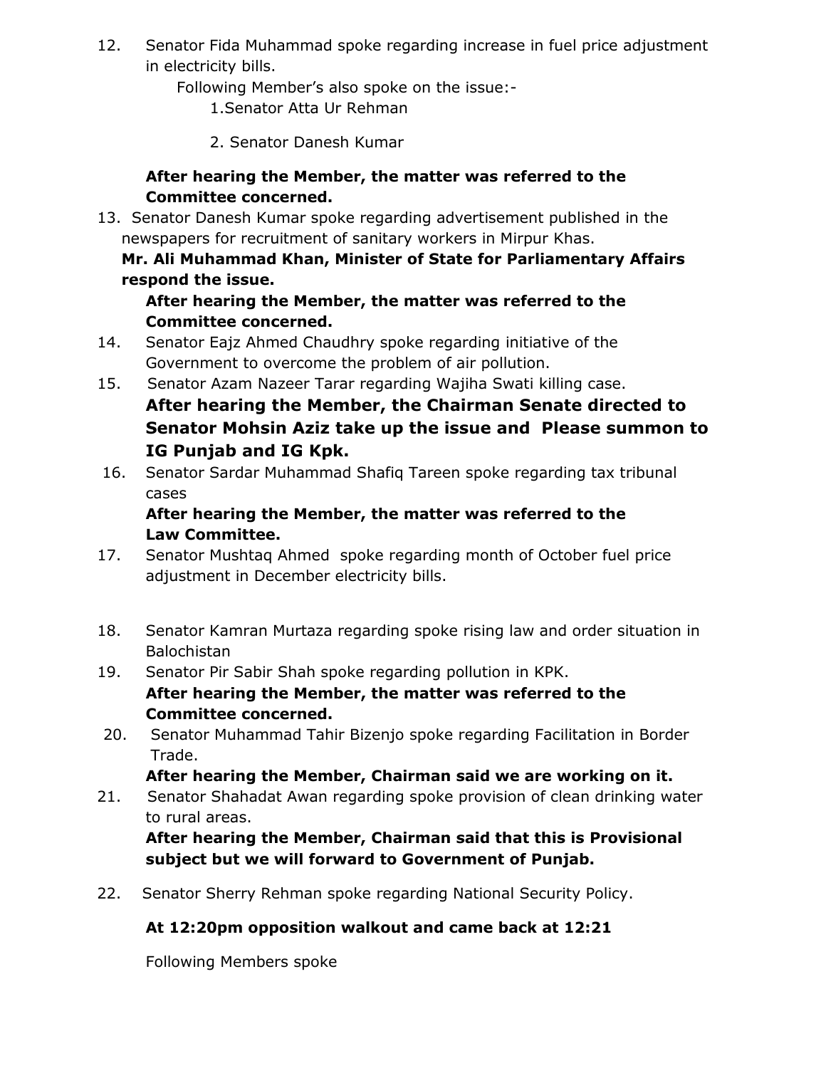12. Senator Fida Muhammad spoke regarding increase in fuel price adjustment in electricity bills.

    Following Member's also spoke on the issue:-

    1.Senator Atta Ur Rehman

    2. Senator Danesh Kumar

    **After hearing the Member, the matter was referred to the Committee concerned.**

13. Senator Danesh Kumar spoke regarding advertisement published in the newspapers for recruitment of sanitary workers in Mirpur Khas.

    **Mr. Ali Muhammad Khan, Minister of State for Parliamentary Affairs respond the issue.**

    **After hearing the Member, the matter was referred to the Committee concerned.**

14. Senator Eajz Ahmed Chaudhry spoke regarding initiative of the Government to overcome the problem of air pollution.

15. Senator Azam Nazeer Tarar regarding Wajiha Swati killing case.

    **After hearing the Member, the Chairman Senate directed to Senator Mohsin Aziz take up the issue and Please summon to IG Punjab and IG Kpk.**

16. Senator Sardar Muhammad Shafiq Tareen spoke regarding tax tribunal cases

    **After hearing the Member, the matter was referred to the Law Committee.**

17. Senator Mushtaq Ahmed spoke regarding month of October fuel price adjustment in December electricity bills.

18. Senator Kamran Murtaza regarding spoke rising law and order situation in Balochistan

19. Senator Pir Sabir Shah spoke regarding pollution in KPK.

    **After hearing the Member, the matter was referred to the Committee concerned.**

20. Senator Muhammad Tahir Bizenjo spoke regarding Facilitation in Border Trade.

    **After hearing the Member, Chairman said we are working on it.**

21. Senator Shahadat Awan regarding spoke provision of clean drinking water to rural areas.

    **After hearing the Member, Chairman said that this is Provisional subject but we will forward to Government of Punjab.**

22. Senator Sherry Rehman spoke regarding National Security Policy.

    **At 12:20pm opposition walkout and came back at 12:21**

    Following Members spoke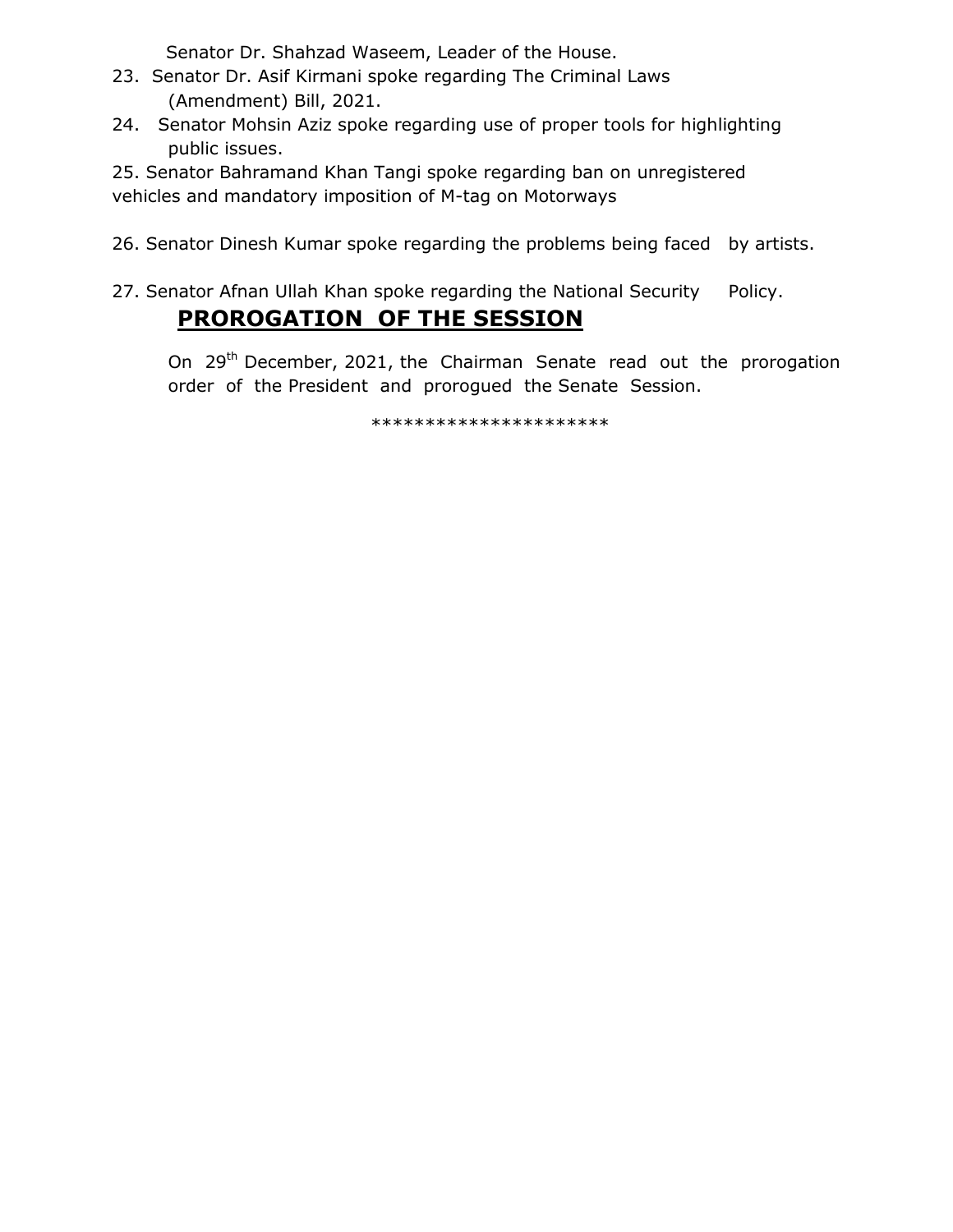Senator Dr. Shahzad Waseem, Leader of the House.

23. Senator Dr. Asif Kirmani spoke regarding The Criminal Laws (Amendment) Bill, 2021.
24. Senator Mohsin Aziz spoke regarding use of proper tools for highlighting public issues.
25. Senator Bahramand Khan Tangi spoke regarding ban on unregistered vehicles and mandatory imposition of M-tag on Motorways
26. Senator Dinesh Kumar spoke regarding the problems being faced by artists.
27. Senator Afnan Ullah Khan spoke regarding the National Security Policy.

## **PROROGATION OF THE SESSION**

On 29th December, 2021, the Chairman Senate read out the prorogation order of the President and prorogued the Senate Session.

**********************